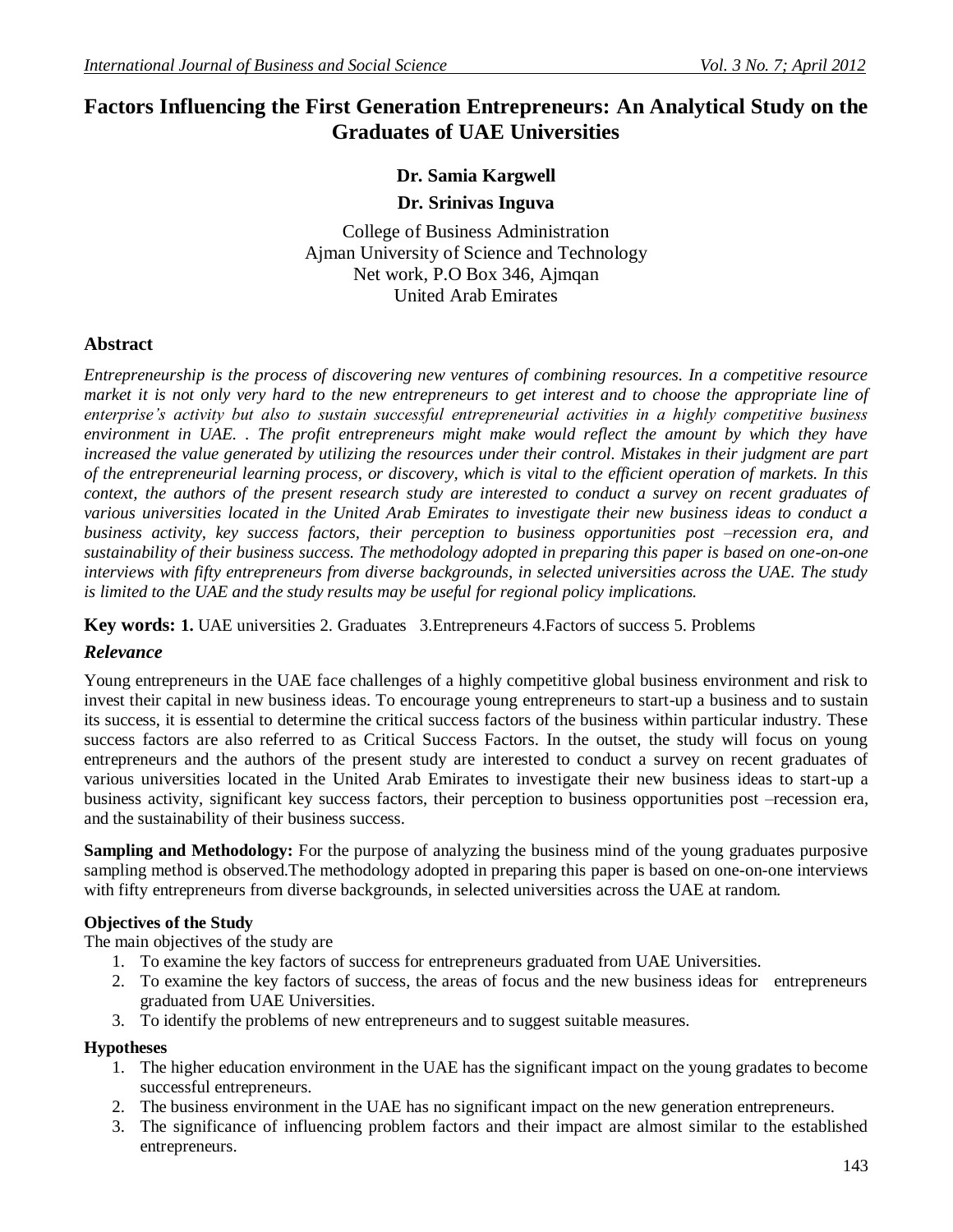# Factors Influencing the First Generation Entrepreneurs: An Analytical Study on the Graduates of UAE Universities

**Dr. Samia Kargwell**

**Dr. Srinivas Inguva**

College of Business Administration
Ajman University of Science and Technology
Net work, P.O Box 346, Ajmqan
United Arab Emirates

## Abstract

*Entrepreneurship is the process of discovering new ventures of combining resources. In a competitive resource market it is not only very hard to the new entrepreneurs to get interest and to choose the appropriate line of enterprise's activity but also to sustain successful entrepreneurial activities in a highly competitive business environment in UAE. . The profit entrepreneurs might make would reflect the amount by which they have increased the value generated by utilizing the resources under their control. Mistakes in their judgment are part of the entrepreneurial learning process, or discovery, which is vital to the efficient operation of markets. In this context, the authors of the present research study are interested to conduct a survey on recent graduates of various universities located in the United Arab Emirates to investigate their new business ideas to conduct a business activity, key success factors, their perception to business opportunities post –recession era, and sustainability of their business success. The methodology adopted in preparing this paper is based on one-on-one interviews with fifty entrepreneurs from diverse backgrounds, in selected universities across the UAE. The study is limited to the UAE and the study results may be useful for regional policy implications.*

**Key words: 1.** UAE universities 2. Graduates 3.Entrepreneurs 4.Factors of success 5. Problems

## *Relevance*

Young entrepreneurs in the UAE face challenges of a highly competitive global business environment and risk to invest their capital in new business ideas. To encourage young entrepreneurs to start-up a business and to sustain its success, it is essential to determine the critical success factors of the business within particular industry. These success factors are also referred to as Critical Success Factors. In the outset, the study will focus on young entrepreneurs and the authors of the present study are interested to conduct a survey on recent graduates of various universities located in the United Arab Emirates to investigate their new business ideas to start-up a business activity, significant key success factors, their perception to business opportunities post –recession era, and the sustainability of their business success.

**Sampling and Methodology:** For the purpose of analyzing the business mind of the young graduates purposive sampling method is observed.The methodology adopted in preparing this paper is based on one-on-one interviews with fifty entrepreneurs from diverse backgrounds, in selected universities across the UAE at random.

### Objectives of the Study

The main objectives of the study are

1. To examine the key factors of success for entrepreneurs graduated from UAE Universities.
2. To examine the key factors of success, the areas of focus and the new business ideas for entrepreneurs graduated from UAE Universities.
3. To identify the problems of new entrepreneurs and to suggest suitable measures.

### Hypotheses

1. The higher education environment in the UAE has the significant impact on the young gradates to become successful entrepreneurs.
2. The business environment in the UAE has no significant impact on the new generation entrepreneurs.
3. The significance of influencing problem factors and their impact are almost similar to the established entrepreneurs.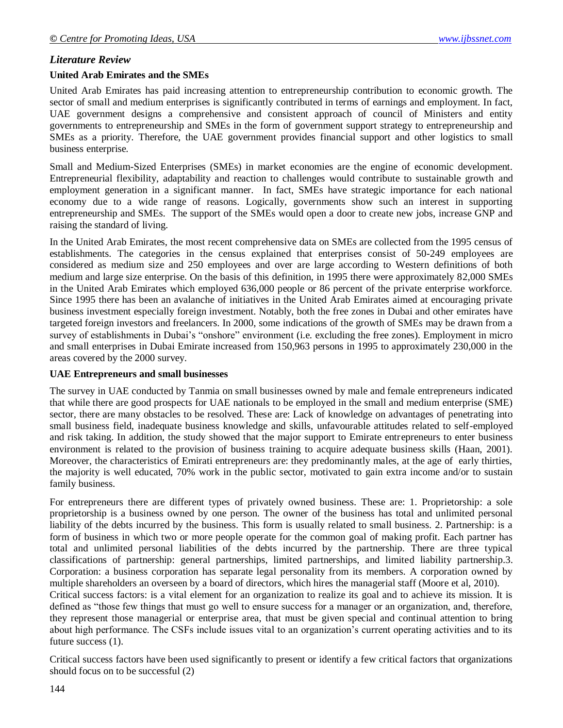## *Literature Review*

### United Arab Emirates and the SMEs

United Arab Emirates has paid increasing attention to entrepreneurship contribution to economic growth. The sector of small and medium enterprises is significantly contributed in terms of earnings and employment. In fact, UAE government designs a comprehensive and consistent approach of council of Ministers and entity governments to entrepreneurship and SMEs in the form of government support strategy to entrepreneurship and SMEs as a priority. Therefore, the UAE government provides financial support and other logistics to small business enterprise.

Small and Medium-Sized Enterprises (SMEs) in market economies are the engine of economic development. Entrepreneurial flexibility, adaptability and reaction to challenges would contribute to sustainable growth and employment generation in a significant manner. In fact, SMEs have strategic importance for each national economy due to a wide range of reasons. Logically, governments show such an interest in supporting entrepreneurship and SMEs. The support of the SMEs would open a door to create new jobs, increase GNP and raising the standard of living.

In the United Arab Emirates, the most recent comprehensive data on SMEs are collected from the 1995 census of establishments. The categories in the census explained that enterprises consist of 50-249 employees are considered as medium size and 250 employees and over are large according to Western definitions of both medium and large size enterprise. On the basis of this definition, in 1995 there were approximately 82,000 SMEs in the United Arab Emirates which employed 636,000 people or 86 percent of the private enterprise workforce. Since 1995 there has been an avalanche of initiatives in the United Arab Emirates aimed at encouraging private business investment especially foreign investment. Notably, both the free zones in Dubai and other emirates have targeted foreign investors and freelancers. In 2000, some indications of the growth of SMEs may be drawn from a survey of establishments in Dubai's "onshore" environment (i.e. excluding the free zones). Employment in micro and small enterprises in Dubai Emirate increased from 150,963 persons in 1995 to approximately 230,000 in the areas covered by the 2000 survey.

### UAE Entrepreneurs and small businesses

The survey in UAE conducted by Tanmia on small businesses owned by male and female entrepreneurs indicated that while there are good prospects for UAE nationals to be employed in the small and medium enterprise (SME) sector, there are many obstacles to be resolved. These are: Lack of knowledge on advantages of penetrating into small business field, inadequate business knowledge and skills, unfavourable attitudes related to self-employed and risk taking. In addition, the study showed that the major support to Emirate entrepreneurs to enter business environment is related to the provision of business training to acquire adequate business skills (Haan, 2001). Moreover, the characteristics of Emirati entrepreneurs are: they predominantly males, at the age of early thirties, the majority is well educated, 70% work in the public sector, motivated to gain extra income and/or to sustain family business.

For entrepreneurs there are different types of privately owned business. These are: 1. Proprietorship: a sole proprietorship is a business owned by one person. The owner of the business has total and unlimited personal liability of the debts incurred by the business. This form is usually related to small business. 2. Partnership: is a form of business in which two or more people operate for the common goal of making profit. Each partner has total and unlimited personal liabilities of the debts incurred by the partnership. There are three typical classifications of partnership: general partnerships, limited partnerships, and limited liability partnership.3. Corporation: a business corporation has separate legal personality from its members. A corporation owned by multiple shareholders an overseen by a board of directors, which hires the managerial staff (Moore et al, 2010).

Critical success factors: is a vital element for an organization to realize its goal and to achieve its mission. It is defined as "those few things that must go well to ensure success for a manager or an organization, and, therefore, they represent those managerial or enterprise area, that must be given special and continual attention to bring about high performance. The CSFs include issues vital to an organization's current operating activities and to its future success (1).

Critical success factors have been used significantly to present or identify a few critical factors that organizations should focus on to be successful (2)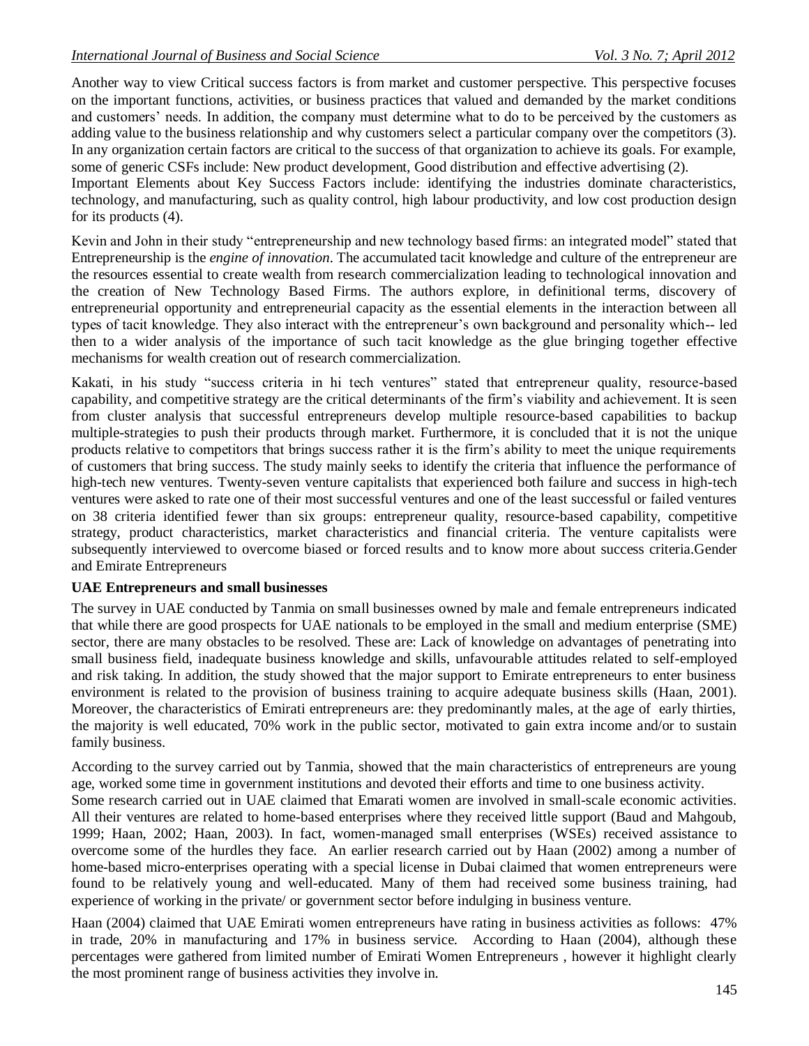Another way to view Critical success factors is from market and customer perspective. This perspective focuses on the important functions, activities, or business practices that valued and demanded by the market conditions and customers' needs. In addition, the company must determine what to do to be perceived by the customers as adding value to the business relationship and why customers select a particular company over the competitors (3). In any organization certain factors are critical to the success of that organization to achieve its goals. For example, some of generic CSFs include: New product development, Good distribution and effective advertising (2).

Important Elements about Key Success Factors include: identifying the industries dominate characteristics, technology, and manufacturing, such as quality control, high labour productivity, and low cost production design for its products (4).

Kevin and John in their study "entrepreneurship and new technology based firms: an integrated model" stated that Entrepreneurship is the *engine of innovation*. The accumulated tacit knowledge and culture of the entrepreneur are the resources essential to create wealth from research commercialization leading to technological innovation and the creation of New Technology Based Firms. The authors explore, in definitional terms, discovery of entrepreneurial opportunity and entrepreneurial capacity as the essential elements in the interaction between all types of tacit knowledge. They also interact with the entrepreneur's own background and personality which-- led then to a wider analysis of the importance of such tacit knowledge as the glue bringing together effective mechanisms for wealth creation out of research commercialization.

Kakati, in his study "success criteria in hi tech ventures" stated that entrepreneur quality, resource-based capability, and competitive strategy are the critical determinants of the firm's viability and achievement. It is seen from cluster analysis that successful entrepreneurs develop multiple resource-based capabilities to backup multiple-strategies to push their products through market. Furthermore, it is concluded that it is not the unique products relative to competitors that brings success rather it is the firm's ability to meet the unique requirements of customers that bring success. The study mainly seeks to identify the criteria that influence the performance of high-tech new ventures. Twenty-seven venture capitalists that experienced both failure and success in high-tech ventures were asked to rate one of their most successful ventures and one of the least successful or failed ventures on 38 criteria identified fewer than six groups: entrepreneur quality, resource-based capability, competitive strategy, product characteristics, market characteristics and financial criteria. The venture capitalists were subsequently interviewed to overcome biased or forced results and to know more about success criteria.Gender and Emirate Entrepreneurs

**UAE Entrepreneurs and small businesses**

The survey in UAE conducted by Tanmia on small businesses owned by male and female entrepreneurs indicated that while there are good prospects for UAE nationals to be employed in the small and medium enterprise (SME) sector, there are many obstacles to be resolved. These are: Lack of knowledge on advantages of penetrating into small business field, inadequate business knowledge and skills, unfavourable attitudes related to self-employed and risk taking. In addition, the study showed that the major support to Emirate entrepreneurs to enter business environment is related to the provision of business training to acquire adequate business skills (Haan, 2001). Moreover, the characteristics of Emirati entrepreneurs are: they predominantly males, at the age of early thirties, the majority is well educated, 70% work in the public sector, motivated to gain extra income and/or to sustain family business.

According to the survey carried out by Tanmia, showed that the main characteristics of entrepreneurs are young age, worked some time in government institutions and devoted their efforts and time to one business activity.

Some research carried out in UAE claimed that Emarati women are involved in small-scale economic activities. All their ventures are related to home-based enterprises where they received little support (Baud and Mahgoub, 1999; Haan, 2002; Haan, 2003). In fact, women-managed small enterprises (WSEs) received assistance to overcome some of the hurdles they face. An earlier research carried out by Haan (2002) among a number of home-based micro-enterprises operating with a special license in Dubai claimed that women entrepreneurs were found to be relatively young and well-educated. Many of them had received some business training, had experience of working in the private/ or government sector before indulging in business venture.

Haan (2004) claimed that UAE Emirati women entrepreneurs have rating in business activities as follows: 47% in trade, 20% in manufacturing and 17% in business service. According to Haan (2004), although these percentages were gathered from limited number of Emirati Women Entrepreneurs , however it highlight clearly the most prominent range of business activities they involve in.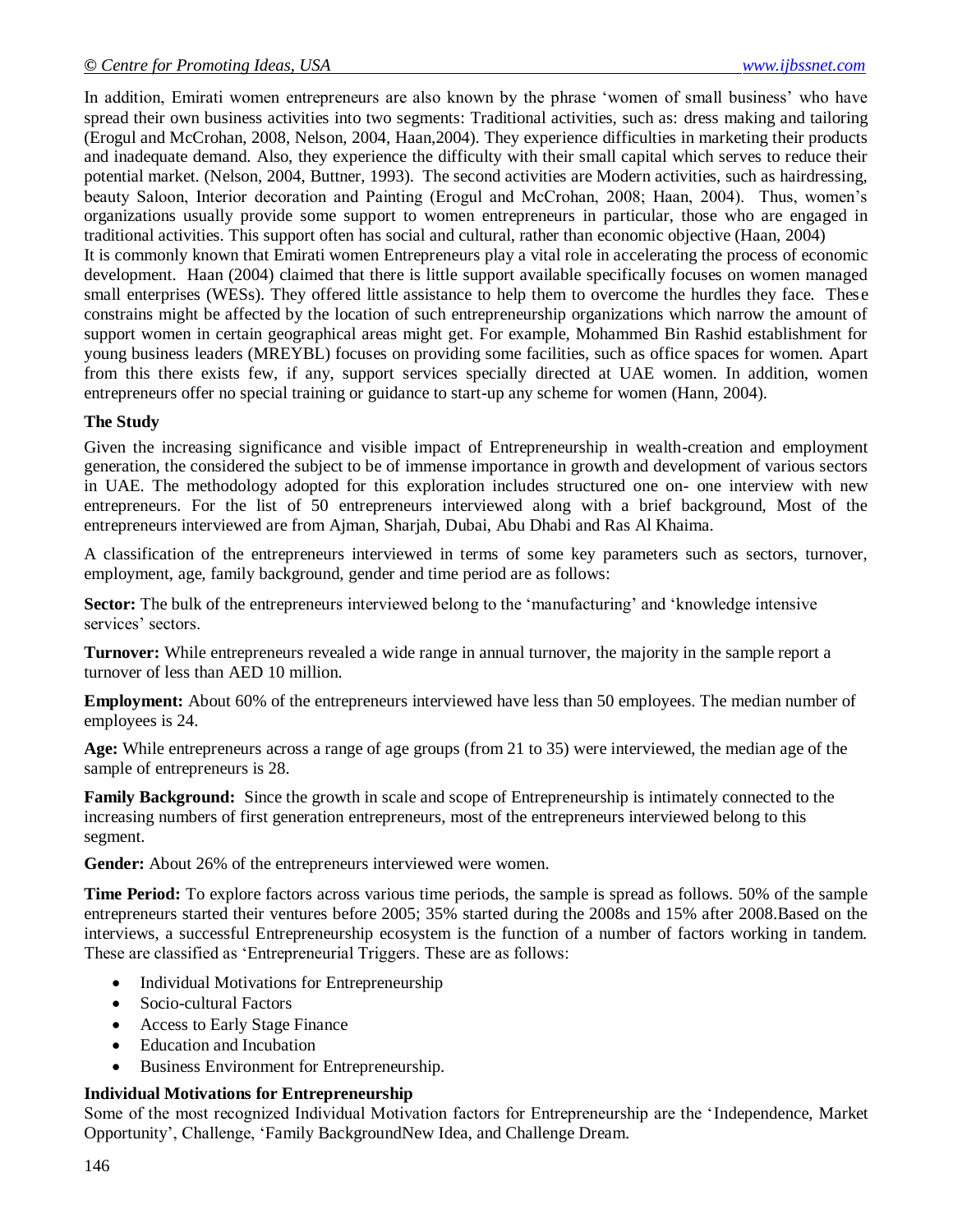In addition, Emirati women entrepreneurs are also known by the phrase 'women of small business' who have spread their own business activities into two segments: Traditional activities, such as: dress making and tailoring (Erogul and McCrohan, 2008, Nelson, 2004, Haan,2004). They experience difficulties in marketing their products and inadequate demand. Also, they experience the difficulty with their small capital which serves to reduce their potential market. (Nelson, 2004, Buttner, 1993). The second activities are Modern activities, such as hairdressing, beauty Saloon, Interior decoration and Painting (Erogul and McCrohan, 2008; Haan, 2004). Thus, women's organizations usually provide some support to women entrepreneurs in particular, those who are engaged in traditional activities. This support often has social and cultural, rather than economic objective (Haan, 2004)

It is commonly known that Emirati women Entrepreneurs play a vital role in accelerating the process of economic development. Haan (2004) claimed that there is little support available specifically focuses on women managed small enterprises (WESs). They offered little assistance to help them to overcome the hurdles they face. These constrains might be affected by the location of such entrepreneurship organizations which narrow the amount of support women in certain geographical areas might get. For example, Mohammed Bin Rashid establishment for young business leaders (MREYBL) focuses on providing some facilities, such as office spaces for women. Apart from this there exists few, if any, support services specially directed at UAE women. In addition, women entrepreneurs offer no special training or guidance to start-up any scheme for women (Hann, 2004).

### The Study

Given the increasing significance and visible impact of Entrepreneurship in wealth-creation and employment generation, the considered the subject to be of immense importance in growth and development of various sectors in UAE. The methodology adopted for this exploration includes structured one on- one interview with new entrepreneurs. For the list of 50 entrepreneurs interviewed along with a brief background, Most of the entrepreneurs interviewed are from Ajman, Sharjah, Dubai, Abu Dhabi and Ras Al Khaima.

A classification of the entrepreneurs interviewed in terms of some key parameters such as sectors, turnover, employment, age, family background, gender and time period are as follows:

**Sector:** The bulk of the entrepreneurs interviewed belong to the 'manufacturing' and 'knowledge intensive services' sectors.

**Turnover:** While entrepreneurs revealed a wide range in annual turnover, the majority in the sample report a turnover of less than AED 10 million.

**Employment:** About 60% of the entrepreneurs interviewed have less than 50 employees. The median number of employees is 24.

**Age:** While entrepreneurs across a range of age groups (from 21 to 35) were interviewed, the median age of the sample of entrepreneurs is 28.

**Family Background:** Since the growth in scale and scope of Entrepreneurship is intimately connected to the increasing numbers of first generation entrepreneurs, most of the entrepreneurs interviewed belong to this segment.

**Gender:** About 26% of the entrepreneurs interviewed were women.

**Time Period:** To explore factors across various time periods, the sample is spread as follows. 50% of the sample entrepreneurs started their ventures before 2005; 35% started during the 2008s and 15% after 2008.Based on the interviews, a successful Entrepreneurship ecosystem is the function of a number of factors working in tandem. These are classified as 'Entrepreneurial Triggers. These are as follows:

- Individual Motivations for Entrepreneurship
- Socio-cultural Factors
- Access to Early Stage Finance
- Education and Incubation
- Business Environment for Entrepreneurship.

### Individual Motivations for Entrepreneurship

Some of the most recognized Individual Motivation factors for Entrepreneurship are the 'Independence, Market Opportunity', Challenge, 'Family BackgroundNew Idea, and Challenge Dream.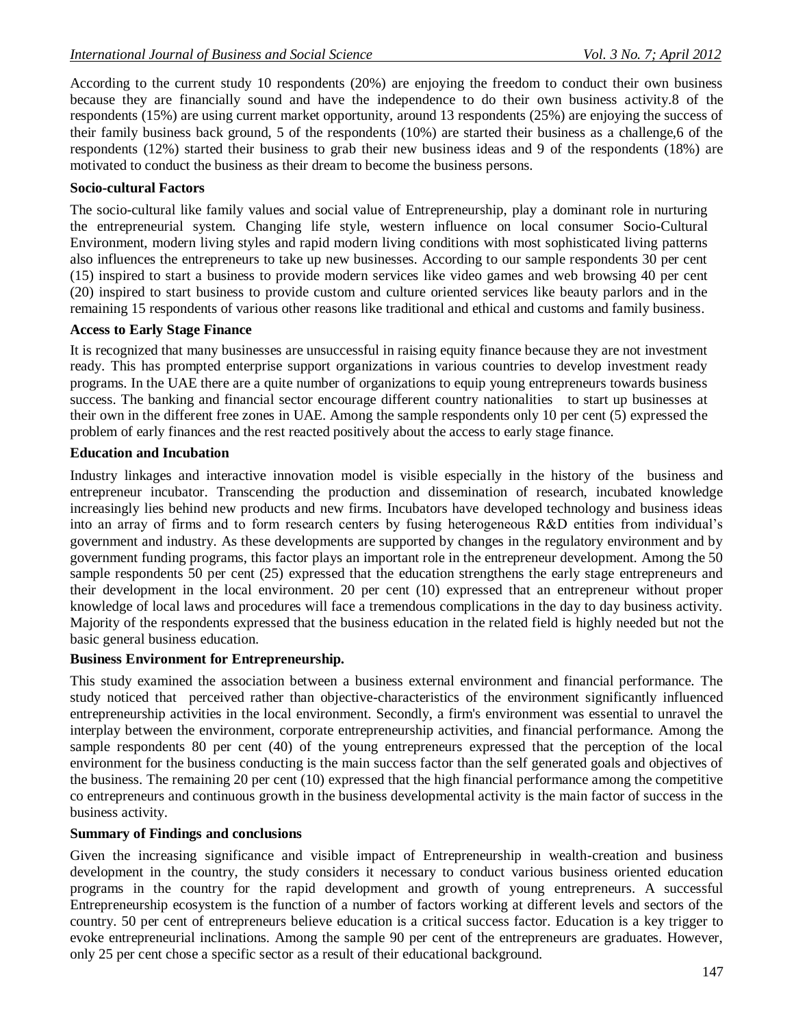According to the current study 10 respondents (20%) are enjoying the freedom to conduct their own business because they are financially sound and have the independence to do their own business activity.8 of the respondents (15%) are using current market opportunity, around 13 respondents (25%) are enjoying the success of their family business back ground, 5 of the respondents (10%) are started their business as a challenge,6 of the respondents (12%) started their business to grab their new business ideas and 9 of the respondents (18%) are motivated to conduct the business as their dream to become the business persons.

### Socio-cultural Factors

The socio-cultural like family values and social value of Entrepreneurship, play a dominant role in nurturing the entrepreneurial system. Changing life style, western influence on local consumer Socio-Cultural Environment, modern living styles and rapid modern living conditions with most sophisticated living patterns also influences the entrepreneurs to take up new businesses. According to our sample respondents 30 per cent (15) inspired to start a business to provide modern services like video games and web browsing 40 per cent (20) inspired to start business to provide custom and culture oriented services like beauty parlors and in the remaining 15 respondents of various other reasons like traditional and ethical and customs and family business.

### Access to Early Stage Finance

It is recognized that many businesses are unsuccessful in raising equity finance because they are not investment ready. This has prompted enterprise support organizations in various countries to develop investment ready programs. In the UAE there are a quite number of organizations to equip young entrepreneurs towards business success. The banking and financial sector encourage different country nationalities to start up businesses at their own in the different free zones in UAE. Among the sample respondents only 10 per cent (5) expressed the problem of early finances and the rest reacted positively about the access to early stage finance.

### Education and Incubation

Industry linkages and interactive innovation model is visible especially in the history of the business and entrepreneur incubator. Transcending the production and dissemination of research, incubated knowledge increasingly lies behind new products and new firms. Incubators have developed technology and business ideas into an array of firms and to form research centers by fusing heterogeneous R&D entities from individual's government and industry. As these developments are supported by changes in the regulatory environment and by government funding programs, this factor plays an important role in the entrepreneur development. Among the 50 sample respondents 50 per cent (25) expressed that the education strengthens the early stage entrepreneurs and their development in the local environment. 20 per cent (10) expressed that an entrepreneur without proper knowledge of local laws and procedures will face a tremendous complications in the day to day business activity. Majority of the respondents expressed that the business education in the related field is highly needed but not the basic general business education.

### Business Environment for Entrepreneurship.

This study examined the association between a business external environment and financial performance. The study noticed that perceived rather than objective-characteristics of the environment significantly influenced entrepreneurship activities in the local environment. Secondly, a firm's environment was essential to unravel the interplay between the environment, corporate entrepreneurship activities, and financial performance. Among the sample respondents 80 per cent (40) of the young entrepreneurs expressed that the perception of the local environment for the business conducting is the main success factor than the self generated goals and objectives of the business. The remaining 20 per cent (10) expressed that the high financial performance among the competitive co entrepreneurs and continuous growth in the business developmental activity is the main factor of success in the business activity.

### Summary of Findings and conclusions

Given the increasing significance and visible impact of Entrepreneurship in wealth-creation and business development in the country, the study considers it necessary to conduct various business oriented education programs in the country for the rapid development and growth of young entrepreneurs. A successful Entrepreneurship ecosystem is the function of a number of factors working at different levels and sectors of the country. 50 per cent of entrepreneurs believe education is a critical success factor. Education is a key trigger to evoke entrepreneurial inclinations. Among the sample 90 per cent of the entrepreneurs are graduates. However, only 25 per cent chose a specific sector as a result of their educational background.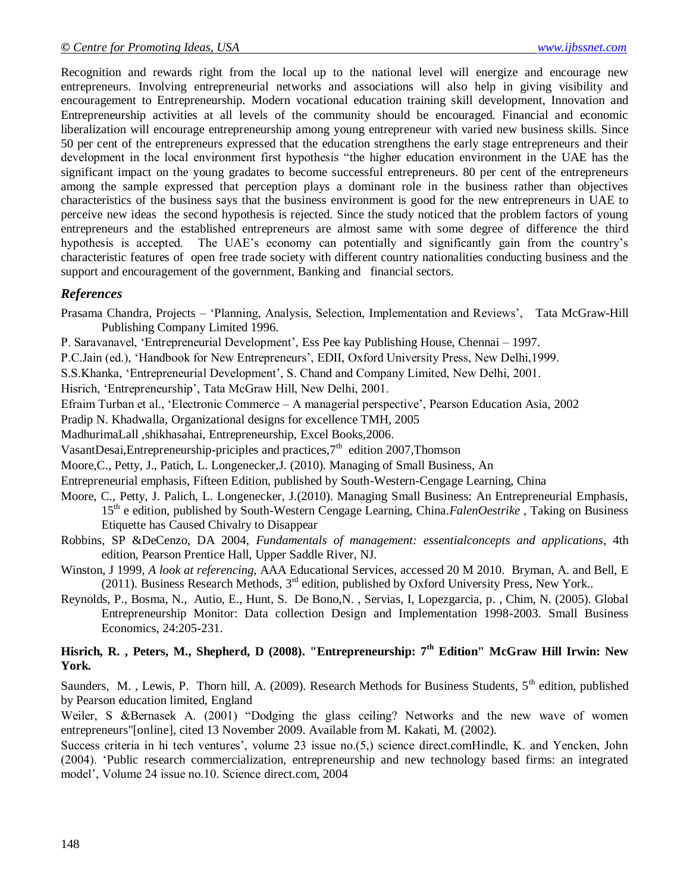Recognition and rewards right from the local up to the national level will energize and encourage new entrepreneurs. Involving entrepreneurial networks and associations will also help in giving visibility and encouragement to Entrepreneurship. Modern vocational education training skill development, Innovation and Entrepreneurship activities at all levels of the community should be encouraged. Financial and economic liberalization will encourage entrepreneurship among young entrepreneur with varied new business skills. Since 50 per cent of the entrepreneurs expressed that the education strengthens the early stage entrepreneurs and their development in the local environment first hypothesis "the higher education environment in the UAE has the significant impact on the young gradates to become successful entrepreneurs. 80 per cent of the entrepreneurs among the sample expressed that perception plays a dominant role in the business rather than objectives characteristics of the business says that the business environment is good for the new entrepreneurs in UAE to perceive new ideas the second hypothesis is rejected. Since the study noticed that the problem factors of young entrepreneurs and the established entrepreneurs are almost same with some degree of difference the third hypothesis is accepted. The UAE's economy can potentially and significantly gain from the country's characteristic features of open free trade society with different country nationalities conducting business and the support and encouragement of the government, Banking and financial sectors.

### *References*

Prasama Chandra, Projects – 'Planning, Analysis, Selection, Implementation and Reviews', Tata McGraw-Hill Publishing Company Limited 1996.

P. Saravanavel, 'Entrepreneurial Development', Ess Pee kay Publishing House, Chennai – 1997.

P.C.Jain (ed.), 'Handbook for New Entrepreneurs', EDII, Oxford University Press, New Delhi,1999.

S.S.Khanka, 'Entrepreneurial Development', S. Chand and Company Limited, New Delhi, 2001.

Hisrich, 'Entrepreneurship', Tata McGraw Hill, New Delhi, 2001.

Efraim Turban et al., 'Electronic Commerce – A managerial perspective', Pearson Education Asia, 2002

Pradip N. Khadwalla, Organizational designs for excellence TMH, 2005

MadhurimaLall ,shikhasahai, Entrepreneurship, Excel Books,2006.

VasantDesai,Entrepreneurship-priciples and practices,7th edition 2007,Thomson

Moore,C., Petty, J., Patich, L. Longenecker,J. (2010). Managing of Small Business, An

Entrepreneurial emphasis, Fifteen Edition, published by South-Western-Cengage Learning, China

Moore, C., Petty, J. Palich, L. Longenecker, J.(2010). Managing Small Business: An Entrepreneurial Emphasis, 15th e edition, published by South-Western Cengage Learning, China.*FalenOestrike* , Taking on Business Etiquette has Caused Chivalry to Disappear

Robbins, SP &DeCenzo, DA 2004, *Fundamentals of management: essentialconcepts and applications*, 4th edition, Pearson Prentice Hall, Upper Saddle River, NJ.

Winston, J 1999, *A look at referencing*, AAA Educational Services, accessed 20 M 2010. Bryman, A. and Bell, E (2011). Business Research Methods, 3rd edition, published by Oxford University Press, New York..

Reynolds, P., Bosma, N., Autio, E., Hunt, S. De Bono,N. , Servias, I, Lopezgarcia, p. , Chim, N. (2005). Global Entrepreneurship Monitor: Data collection Design and Implementation 1998-2003. Small Business Economics, 24:205-231.

**Hisrich, R. , Peters, M., Shepherd, D (2008). "Entrepreneurship: 7th Edition" McGraw Hill Irwin: New York.**

Saunders, M. , Lewis, P. Thorn hill, A. (2009). Research Methods for Business Students, 5th edition, published by Pearson education limited, England

Weiler, S &Bernasek A. (2001) "Dodging the glass ceiling? Networks and the new wave of women entrepreneurs"[online], cited 13 November 2009. Available from M. Kakati, M. (2002).

Success criteria in hi tech ventures', volume 23 issue no.(5,) science direct.comHindle, K. and Yencken, John (2004). 'Public research commercialization, entrepreneurship and new technology based firms: an integrated model', Volume 24 issue no.10. Science direct.com, 2004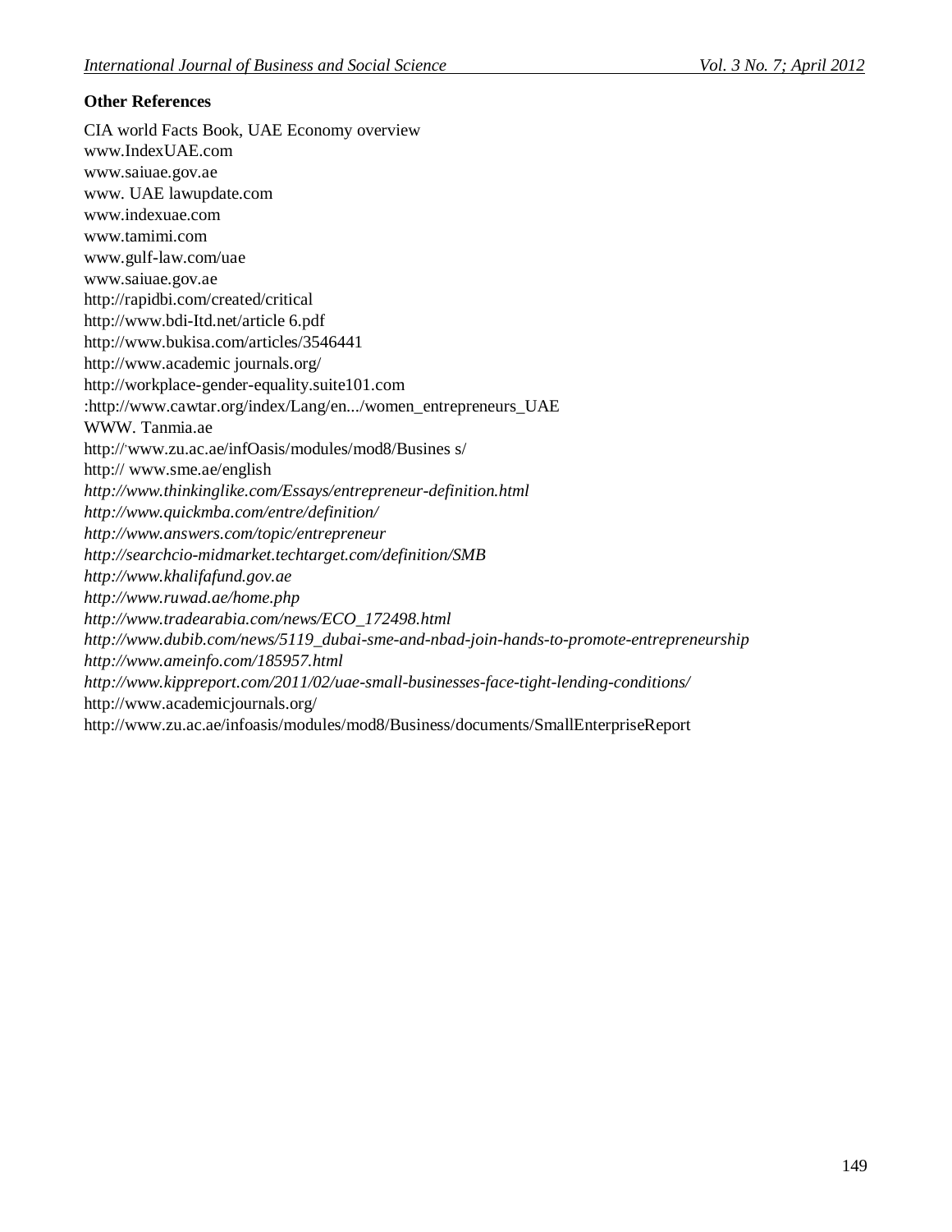**Other References**

CIA world Facts Book, UAE Economy overview
www.IndexUAE.com
www.saiuae.gov.ae
www. UAE lawupdate.com
www.indexuae.com
www.tamimi.com
www.gulf-law.com/uae
www.saiuae.gov.ae
http://rapidbi.com/created/critical
http://www.bdi-Itd.net/article 6.pdf
http://www.bukisa.com/articles/3546441
http://www.academic journals.org/
http://workplace-gender-equality.suite101.com
:http://www.cawtar.org/index/Lang/en.../women_entrepreneurs_UAE
WWW. Tanmia.ae
http://'www.zu.ac.ae/infOasis/modules/mod8/Busines s/
http:// www.sme.ae/english
*http://www.thinkinglike.com/Essays/entrepreneur-definition.html*
*http://www.quickmba.com/entre/definition/*
*http://www.answers.com/topic/entrepreneur*
*http://searchcio-midmarket.techtarget.com/definition/SMB*
*http://www.khalifafund.gov.ae*
*http://www.ruwad.ae/home.php*
*http://www.tradearabia.com/news/ECO_172498.html*
*http://www.dubib.com/news/5119_dubai-sme-and-nbad-join-hands-to-promote-entrepreneurship*
*http://www.ameinfo.com/185957.html*
*http://www.kippreport.com/2011/02/uae-small-businesses-face-tight-lending-conditions/*
http://www.academicjournals.org/
http://www.zu.ac.ae/infoasis/modules/mod8/Business/documents/SmallEnterpriseReport